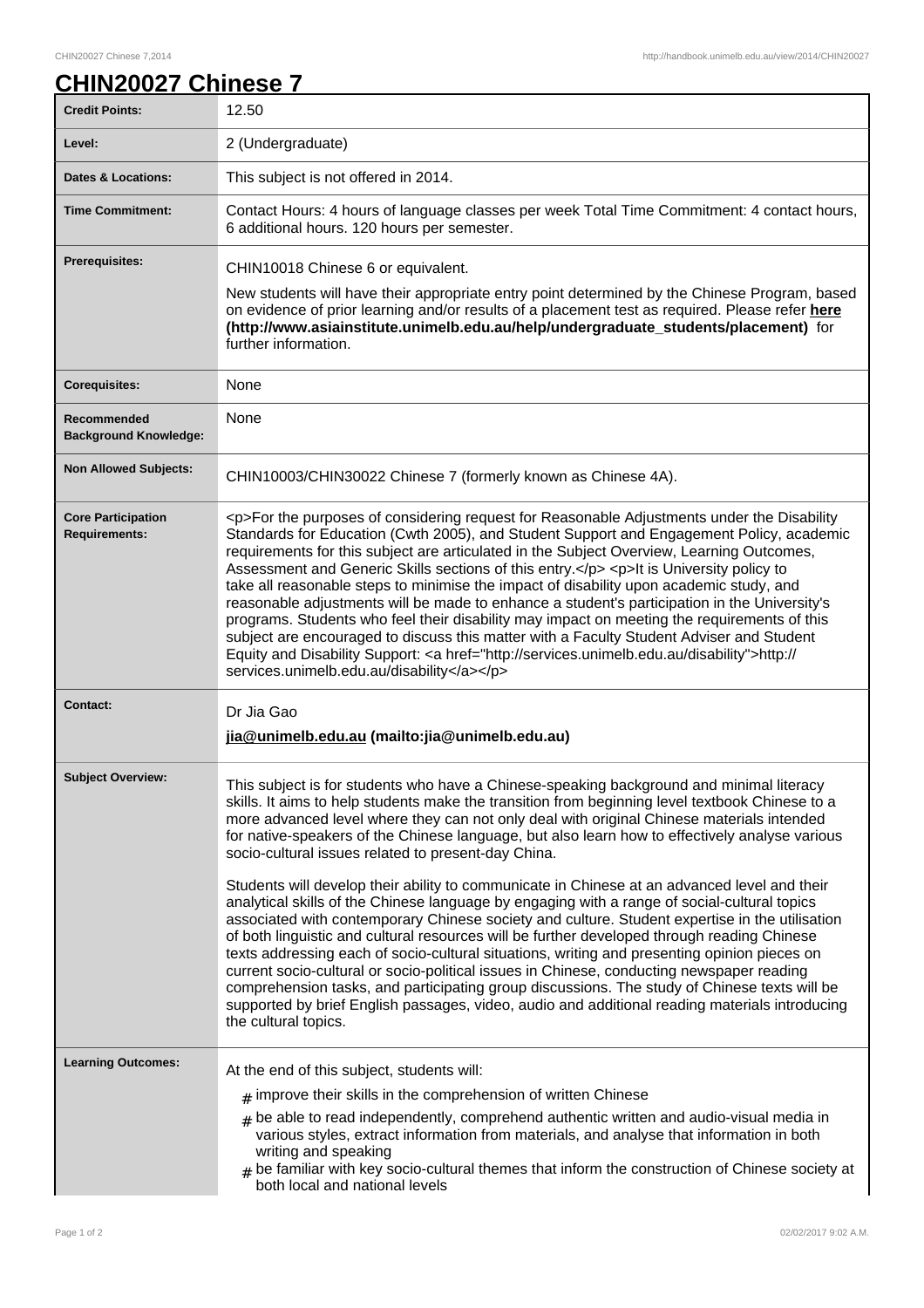# CHIN20027 Chinese 7

| | |
|---|---|
| **Credit Points:** | 12.50 |
| **Level:** | 2 (Undergraduate) |
| **Dates & Locations:** | This subject is not offered in 2014. |
| **Time Commitment:** | Contact Hours: 4 hours of language classes per week Total Time Commitment: 4 contact hours, 6 additional hours. 120 hours per semester. |
| **Prerequisites:** | CHIN10018 Chinese 6 or equivalent.<br><br>New students will have their appropriate entry point determined by the Chinese Program, based on evidence of prior learning and/or results of a placement test as required. Please refer **here (http://www.asiainstitute.unimelb.edu.au/help/undergraduate_students/placement)** for further information. |
| **Corequisites:** | None |
| **Recommended Background Knowledge:** | None |
| **Non Allowed Subjects:** | CHIN10003/CHIN30022 Chinese 7 (formerly known as Chinese 4A). |
| **Core Participation Requirements:** | <p>For the purposes of considering request for Reasonable Adjustments under the Disability Standards for Education (Cwth 2005), and Student Support and Engagement Policy, academic requirements for this subject are articulated in the Subject Overview, Learning Outcomes, Assessment and Generic Skills sections of this entry.</p> <p>It is University policy to take all reasonable steps to minimise the impact of disability upon academic study, and reasonable adjustments will be made to enhance a student's participation in the University's programs. Students who feel their disability may impact on meeting the requirements of this subject are encouraged to discuss this matter with a Faculty Student Adviser and Student Equity and Disability Support: <a href="http://services.unimelb.edu.au/disability">http://services.unimelb.edu.au/disability</a></p> |
| **Contact:** | Dr Jia Gao<br><br>**jia@unimelb.edu.au (mailto:jia@unimelb.edu.au)** |
| **Subject Overview:** | This subject is for students who have a Chinese-speaking background and minimal literacy skills. It aims to help students make the transition from beginning level textbook Chinese to a more advanced level where they can not only deal with original Chinese materials intended for native-speakers of the Chinese language, but also learn how to effectively analyse various socio-cultural issues related to present-day China.<br><br>Students will develop their ability to communicate in Chinese at an advanced level and their analytical skills of the Chinese language by engaging with a range of social-cultural topics associated with contemporary Chinese society and culture. Student expertise in the utilisation of both linguistic and cultural resources will be further developed through reading Chinese texts addressing each of socio-cultural situations, writing and presenting opinion pieces on current socio-cultural or socio-political issues in Chinese, conducting newspaper reading comprehension tasks, and participating group discussions. The study of Chinese texts will be supported by brief English passages, video, audio and additional reading materials introducing the cultural topics. |
| **Learning Outcomes:** | At the end of this subject, students will:<br><br># improve their skills in the comprehension of written Chinese<br># be able to read independently, comprehend authentic written and audio-visual media in various styles, extract information from materials, and analyse that information in both writing and speaking<br># be familiar with key socio-cultural themes that inform the construction of Chinese society at both local and national levels |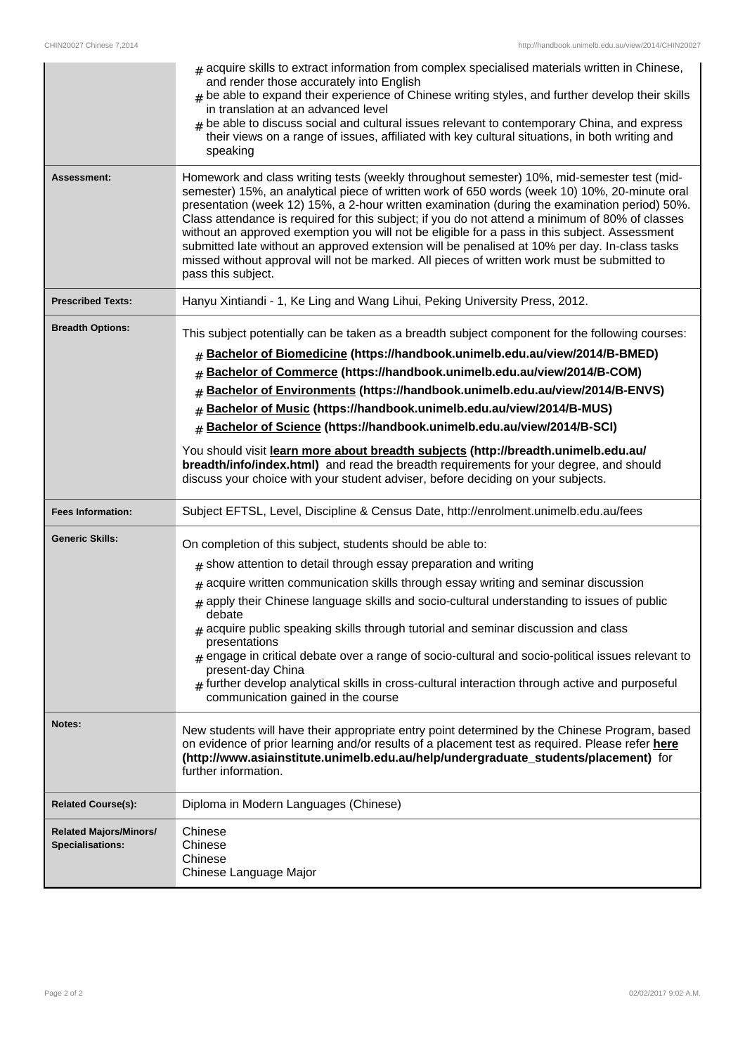| | |
|---|---|
| | # acquire skills to extract information from complex specialised materials written in Chinese, and render those accurately into English<br># be able to expand their experience of Chinese writing styles, and further develop their skills in translation at an advanced level<br># be able to discuss social and cultural issues relevant to contemporary China, and express their views on a range of issues, affiliated with key cultural situations, in both writing and speaking |
| **Assessment:** | Homework and class writing tests (weekly throughout semester) 10%, mid-semester test (mid-semester) 15%, an analytical piece of written work of 650 words (week 10) 10%, 20-minute oral presentation (week 12) 15%, a 2-hour written examination (during the examination period) 50%. Class attendance is required for this subject; if you do not attend a minimum of 80% of classes without an approved exemption you will not be eligible for a pass in this subject. Assessment submitted late without an approved extension will be penalised at 10% per day. In-class tasks missed without approval will not be marked. All pieces of written work must be submitted to pass this subject. |
| **Prescribed Texts:** | Hanyu Xintiandi - 1, Ke Ling and Wang Lihui, Peking University Press, 2012. |
| **Breadth Options:** | This subject potentially can be taken as a breadth subject component for the following courses:<br># **Bachelor of Biomedicine (https://handbook.unimelb.edu.au/view/2014/B-BMED)**<br># **Bachelor of Commerce (https://handbook.unimelb.edu.au/view/2014/B-COM)**<br># **Bachelor of Environments (https://handbook.unimelb.edu.au/view/2014/B-ENVS)**<br># **Bachelor of Music (https://handbook.unimelb.edu.au/view/2014/B-MUS)**<br># **Bachelor of Science (https://handbook.unimelb.edu.au/view/2014/B-SCI)**<br>You should visit **learn more about breadth subjects (http://breadth.unimelb.edu.au/breadth/info/index.html)** and read the breadth requirements for your degree, and should discuss your choice with your student adviser, before deciding on your subjects. |
| **Fees Information:** | Subject EFTSL, Level, Discipline & Census Date, http://enrolment.unimelb.edu.au/fees |
| **Generic Skills:** | On completion of this subject, students should be able to:<br># show attention to detail through essay preparation and writing<br># acquire written communication skills through essay writing and seminar discussion<br># apply their Chinese language skills and socio-cultural understanding to issues of public debate<br># acquire public speaking skills through tutorial and seminar discussion and class presentations<br># engage in critical debate over a range of socio-cultural and socio-political issues relevant to present-day China<br># further develop analytical skills in cross-cultural interaction through active and purposeful communication gained in the course |
| **Notes:** | New students will have their appropriate entry point determined by the Chinese Program, based on evidence of prior learning and/or results of a placement test as required. Please refer **here (http://www.asiainstitute.unimelb.edu.au/help/undergraduate_students/placement)** for further information. |
| **Related Course(s):** | Diploma in Modern Languages (Chinese) |
| **Related Majors/Minors/ Specialisations:** | Chinese<br>Chinese<br>Chinese<br>Chinese Language Major |